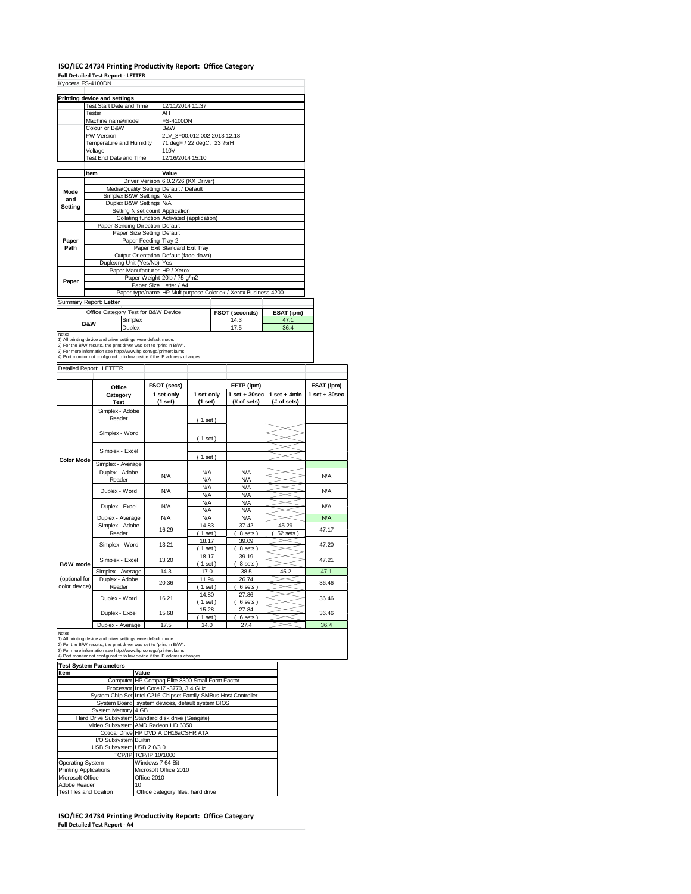# ISO/IEC 24734 Printing Productivity Report: Office Category

**Full Detailed Test Report - LETTER**

Kyocera FS-4100DN

| Printing device and settings | |
|---|---|
| Test Start Date and Time | 12/11/2014 11:37 |
| Tester | AH |
| Machine name/model | FS-4100DN |
| Colour or B&W | B&W |
| FW Version | 2LV_3F00.012.002 2013.12.18 |
| Temperature and Humidity | 71 degF / 22 degC, 23 %rH |
| Voltage | 110V |
| Test End Date and Time | 12/16/2014 15:10 |

| | Item | Value |
|---|---|---|
| Mode and Setting | Driver Version | 6.0.2726 (KX Driver) |
| | Media/Quality Setting | Default / Default |
| | Simplex B&W Settings | N/A |
| | Duplex B&W Settings | N/A |
| | Setting N set count | Application |
| | Collating function | Activated (application) |
| Paper Path | Paper Sending Direction | Default |
| | Paper Size Setting | Default |
| | Paper Feeding | Tray 2 |
| | Paper Exit | Standard Exit Tray |
| | Output Orientation | Default (face down) |
| | Duplexing Unit (Yes/No) | Yes |
| Paper | Paper Manufacturer | HP / Xerox |
| | Paper Weight | 20lb / 75 g/m2 |
| | Paper Size | Letter / A4 |
| | Paper type/name | HP Multipurpose Colorlok / Xerox Business 4200 |

Summary Report: **Letter**

| Office Category Test for B&W Device | | FSOT (seconds) | ESAT (ipm) |
|---|---|---|---|
| B&W | Simplex | 14.3 | 47.1 |
| | Duplex | 17.5 | 36.4 |

Notes
1) All printing device and driver settings were default mode.
2) For the B/W results, the print driver was set to "print in B/W".
3) For more information see http://www.hp.com/go/printerclaims.
4) Port monitor not configured to follow device if the IP address changes.

Detailed Report: LETTER

| | Office Category Test | FSOT (secs) 1 set only (1 set) | EFTP (ipm) 1 set only (1 set) | EFTP (ipm) 1 set + 30sec (# of sets) | EFTP (ipm) 1 set + 4min (# of sets) | ESAT (ipm) 1 set + 30sec |
|---|---|---|---|---|---|---|
| Color Mode | Simplex - Adobe Reader | | ( 1 set ) | | | |
| | Simplex - Word | | ( 1 set ) | | | |
| | Simplex - Excel | | ( 1 set ) | | | |
| | Simplex - Average | | | | | |
| | Duplex - Adobe Reader | N/A | N/A / N/A | N/A / N/A | | N/A |
| | Duplex - Word | N/A | N/A / N/A | N/A / N/A | | N/A |
| | Duplex - Excel | N/A | N/A / N/A | N/A / N/A | | N/A |
| | Duplex - Average | N/A | N/A | N/A | | N/A |
| B&W mode (optional for color device) | Simplex - Adobe Reader | 16.29 | 14.83 ( 1 set ) | 37.42 ( 8 sets ) | 45.29 ( 52 sets ) | 47.17 |
| | Simplex - Word | 13.21 | 18.17 ( 1 set ) | 39.09 ( 8 sets ) | | 47.20 |
| | Simplex - Excel | 13.20 | 18.17 ( 1 set ) | 39.19 ( 8 sets ) | | 47.21 |
| | Simplex - Average | 14.3 | 17.0 | 38.5 | 45.2 | 47.1 |
| | Duplex - Adobe Reader | 20.36 | 11.94 ( 1 set ) | 26.74 ( 6 sets ) | | 36.46 |
| | Duplex - Word | 16.21 | 14.80 ( 1 set ) | 27.86 ( 6 sets ) | | 36.46 |
| | Duplex - Excel | 15.68 | 15.28 ( 1 set ) | 27.84 ( 6 sets ) | | 36.46 |
| | Duplex - Average | 17.5 | 14.0 | 27.4 | | 36.4 |

Notes
1) All printing device and driver settings were default mode.
2) For the B/W results, the print driver was set to "print in B/W".
3) For more information see http://www.hp.com/go/printerclaims.
4) Port monitor not configured to follow device if the IP address changes.

| Test System Parameters | |
|---|---|
| **Item** | **Value** |
| Computer | HP Compaq Elite 8300 Small Form Factor |
| Processor | Intel Core i7 -3770, 3.4 GHz |
| System Chip Set | Intel C216 Chipset Family SMBus Host Controller |
| System Board | system devices, default system BIOS |
| System Memory | 4 GB |
| Hard Drive Subsystem | Standard disk drive (Seagate) |
| Video Subsystem | AMD Radeon HD 6350 |
| Optical Drive | HP DVD A DH16aCSHR ATA |
| I/O Subsystem | Builtin |
| USB Subsystem | USB 2.0/3.0 |
| TCP/IP | TCP/IP 10/1000 |
| Operating System | Windows 7 64 Bit |
| Printing Applications | Microsoft Office 2010 |
| Microsoft Office | Office 2010 |
| Adobe Reader | 10 |
| Test files and location | Office category files, hard drive |

# ISO/IEC 24734 Printing Productivity Report: Office Category

**Full Detailed Test Report - A4**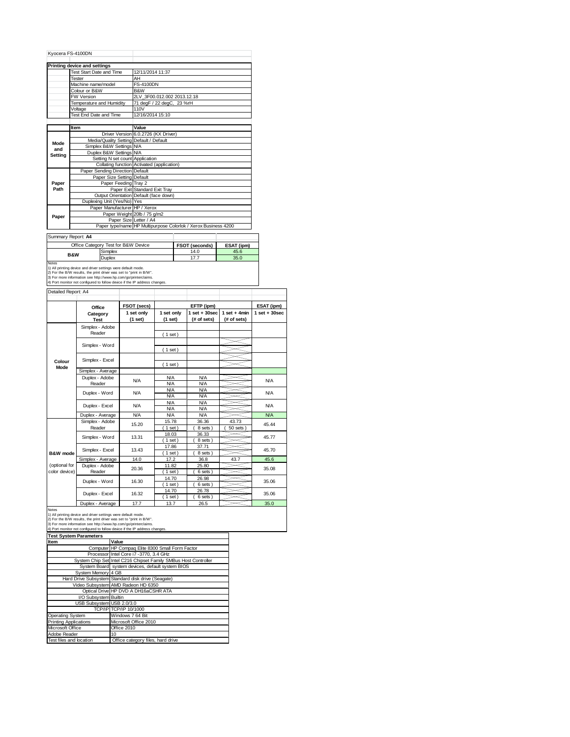Kyocera FS-4100DN

| Printing device and settings | |
|---|---|
| Test Start Date and Time | 12/11/2014 11:37 |
| Tester | AH |
| Machine name/model | FS-4100DN |
| Colour or B&W | B&W |
| FW Version | 2LV_3F00.012.002 2013.12.18 |
| Temperature and Humidity | 71 degF / 22 degC, 23 %rH |
| Voltage | 110V |
| Test End Date and Time | 12/16/2014 15:10 |

| | Item | Value |
|---|---|---|
| Mode and Setting | Driver Version | 6.0.2726 (KX Driver) |
| | Media/Quality Setting | Default / Default |
| | Simplex B&W Settings | N/A |
| | Duplex B&W Settings | N/A |
| | Setting N set count | Application |
| | Collating function | Activated (application) |
| Paper Path | Paper Sending Direction | Default |
| | Paper Size Setting | Default |
| | Paper Feeding | Tray 2 |
| | Paper Exit | Standard Exit Tray |
| | Output Orientation | Default (face down) |
| | Duplexing Unit (Yes/No) | Yes |
| Paper | Paper Manufacturer | HP / Xerox |
| | Paper Weight | 20lb / 75 g/m2 |
| | Paper Size | Letter / A4 |
| | Paper type/name | HP Multipurpose Colorlok / Xerox Business 4200 |

Summary Report: **A4**

| Office Category Test for B&W Device | | FSOT (seconds) | ESAT (ipm) |
|---|---|---|---|
| B&W | Simplex | 14.0 | 45.6 |
| | Duplex | 17.7 | 35.0 |

Notes
1) All printing device and driver settings were default mode.
2) For the B/W results, the print driver was set to "print in B/W".
3) For more information see http://www.hp.com/go/printerclaims.
4) Port monitor not configured to follow device if the IP address changes.

Detailed Report: A4

| | Office Category Test | FSOT (secs) 1 set only (1 set) | EFTP (ipm) 1 set only (1 set) | EFTP (ipm) 1 set + 30sec (# of sets) | EFTP (ipm) 1 set + 4min (# of sets) | ESAT (ipm) 1 set + 30sec |
|---|---|---|---|---|---|---|
| Colour Mode | Simplex - Adobe Reader | | ( 1 set ) | | | |
| | Simplex - Word | | ( 1 set ) | | | |
| | Simplex - Excel | | ( 1 set ) | | | |
| | Simplex - Average | | | | | |
| | Duplex - Adobe Reader | N/A | N/A / N/A | N/A / N/A | | N/A |
| | Duplex - Word | N/A | N/A / N/A | N/A / N/A | | N/A |
| | Duplex - Excel | N/A | N/A / N/A | N/A / N/A | | N/A |
| | Duplex - Average | N/A | N/A | N/A | | N/A |
| B&W mode (optional for color device) | Simplex - Adobe Reader | 15.20 | 15.78 ( 1 set ) | 36.36 ( 8 sets ) | 43.73 ( 50 sets ) | 45.44 |
| | Simplex - Word | 13.31 | 18.03 ( 1 set ) | 36.33 ( 8 sets ) | | 45.77 |
| | Simplex - Excel | 13.43 | 17.86 ( 1 set ) | 37.71 ( 8 sets ) | | 45.70 |
| | Simplex - Average | 14.0 | 17.2 | 36.8 | 43.7 | 45.6 |
| | Duplex - Adobe Reader | 20.36 | 11.82 ( 1 set ) | 25.80 ( 6 sets ) | | 35.08 |
| | Duplex - Word | 16.30 | 14.70 ( 1 set ) | 26.98 ( 6 sets ) | | 35.06 |
| | Duplex - Excel | 16.32 | 14.70 ( 1 set ) | 26.78 ( 6 sets ) | | 35.06 |
| | Duplex - Average | 17.7 | 13.7 | 26.5 | | 35.0 |

Notes
1) All printing device and driver settings were default mode.
2) For the B/W results, the print driver was set to "print in B/W".
3) For more information see http://www.hp.com/go/printerclaims.
4) Port monitor not configured to follow device if the IP address changes.

**Test System Parameters**

| Item | Value |
|---|---|
| Computer | HP Compaq Elite 8300 Small Form Factor |
| Processor | Intel Core i7 -3770, 3.4 GHz |
| System Chip Set | Intel C216 Chipset Family SMBus Host Controller |
| System Board | system devices, default system BIOS |
| System Memory | 4 GB |
| Hard Drive Subsystem | Standard disk drive (Seagate) |
| Video Subsystem | AMD Radeon HD 6350 |
| Optical Drive | HP DVD A DH16aCSHR ATA |
| I/O Subsystem | Builtin |
| USB Subsystem | USB 2.0/3.0 |
| TCP/IP | TCP/IP 10/1000 |
| Operating System | Windows 7 64 Bit |
| Printing Applications | Microsoft Office 2010 |
| Microsoft Office | Office 2010 |
| Adobe Reader | 10 |
| Test files and location | Office category files, hard drive |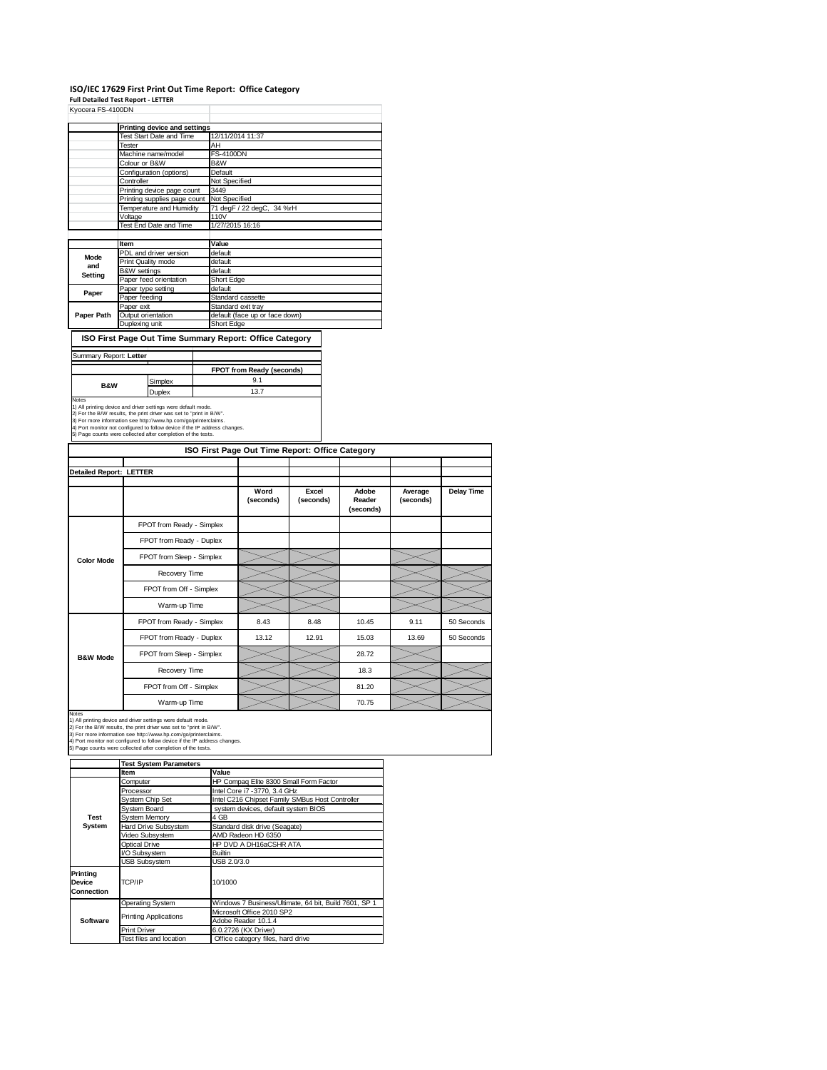# ISO/IEC 17629 First Print Out Time Report: Office Category

**Full Detailed Test Report - LETTER**

Kyocera FS-4100DN

| | | |
|---|---|---|
| | **Printing device and settings** | |
| | Test Start Date and Time | 12/11/2014 11:37 |
| | Tester | AH |
| | Machine name/model | FS-4100DN |
| | Colour or B&W | B&W |
| | Configuration (options) | Default |
| | Controller | Not Specified |
| | Printing device page count | 3449 |
| | Printing supplies page count | Not Specified |
| | Temperature and Humidity | 71 degF / 22 degC, 34 %rH |
| | Voltage | 110V |
| | Test End Date and Time | 1/27/2015 16:16 |

| | | |
|---|---|---|
| | **Item** | **Value** |
| **Mode and Setting** | PDL and driver version | default |
| | Print Quality mode | default |
| | B&W settings | default |
| | Paper feed orientation | Short Edge |
| **Paper** | Paper type setting | default |
| | Paper feeding | Standard cassette |
| **Paper Path** | Paper exit | Standard exit tray |
| | Output orientation | default (face up or face down) |
| | Duplexing unit | Short Edge |

## ISO First Page Out Time Summary Report: Office Category

Summary Report: **Letter**

| | | |
|---|---|---|
| | | **FPOT from Ready (seconds)** |
| **B&W** | Simplex | 9.1 |
| | Duplex | 13.7 |

Notes
1) All printing device and driver settings were default mode.
2) For the B/W results, the print driver was set to "print in B/W".
3) For more information see http://www.hp.com/go/printerclaims.
4) Port monitor not configured to follow device if the IP address changes.
5) Page counts were collected after completion of the tests.

## ISO First Page Out Time Report: Office Category

**Detailed Report: LETTER**

| | | Word (seconds) | Excel (seconds) | Adobe Reader (seconds) | Average (seconds) | Delay Time |
|---|---|---|---|---|---|---|
| **Color Mode** | FPOT from Ready - Simplex | | | | | |
| | FPOT from Ready - Duplex | | | | | |
| | FPOT from Sleep - Simplex | | | | | |
| | Recovery Time | | | | | |
| | FPOT from Off - Simplex | | | | | |
| | Warm-up Time | | | | | |
| **B&W Mode** | FPOT from Ready - Simplex | 8.43 | 8.48 | 10.45 | 9.11 | 50 Seconds |
| | FPOT from Ready - Duplex | 13.12 | 12.91 | 15.03 | 13.69 | 50 Seconds |
| | FPOT from Sleep - Simplex | | | 28.72 | | |
| | Recovery Time | | | 18.3 | | |
| | FPOT from Off - Simplex | | | 81.20 | | |
| | Warm-up Time | | | 70.75 | | |

Notes
1) All printing device and driver settings were default mode.
2) For the B/W results, the print driver was set to "print in B/W".
3) For more information see http://www.hp.com/go/printerclaims.
4) Port monitor not configured to follow device if the IP address changes.
5) Page counts were collected after completion of the tests.

| | | |
|---|---|---|
| | **Test System Parameters** | |
| | **Item** | **Value** |
| **Test System** | Computer | HP Compaq Elite 8300 Small Form Factor |
| | Processor | Intel Core i7 -3770, 3.4 GHz |
| | System Chip Set | Intel C216 Chipset Family SMBus Host Controller |
| | System Board | system devices, default system BIOS |
| | System Memory | 4 GB |
| | Hard Drive Subsystem | Standard disk drive (Seagate) |
| | Video Subsystem | AMD Radeon HD 6350 |
| | Optical Drive | HP DVD A DH16aCSHR ATA |
| | I/O Subsystem | Builtin |
| | USB Subsystem | USB 2.0/3.0 |
| **Printing Device Connection** | TCP/IP | 10/1000 |
| **Software** | Operating System | Windows 7 Business/Ultimate, 64 bit, Build 7601, SP 1 |
| | Printing Applications | Microsoft Office 2010 SP2 |
| | | Adobe Reader 10.1.4 |
| | Print Driver | 6.0.2726 (KX Driver) |
| | Test files and location | Office category files, hard drive |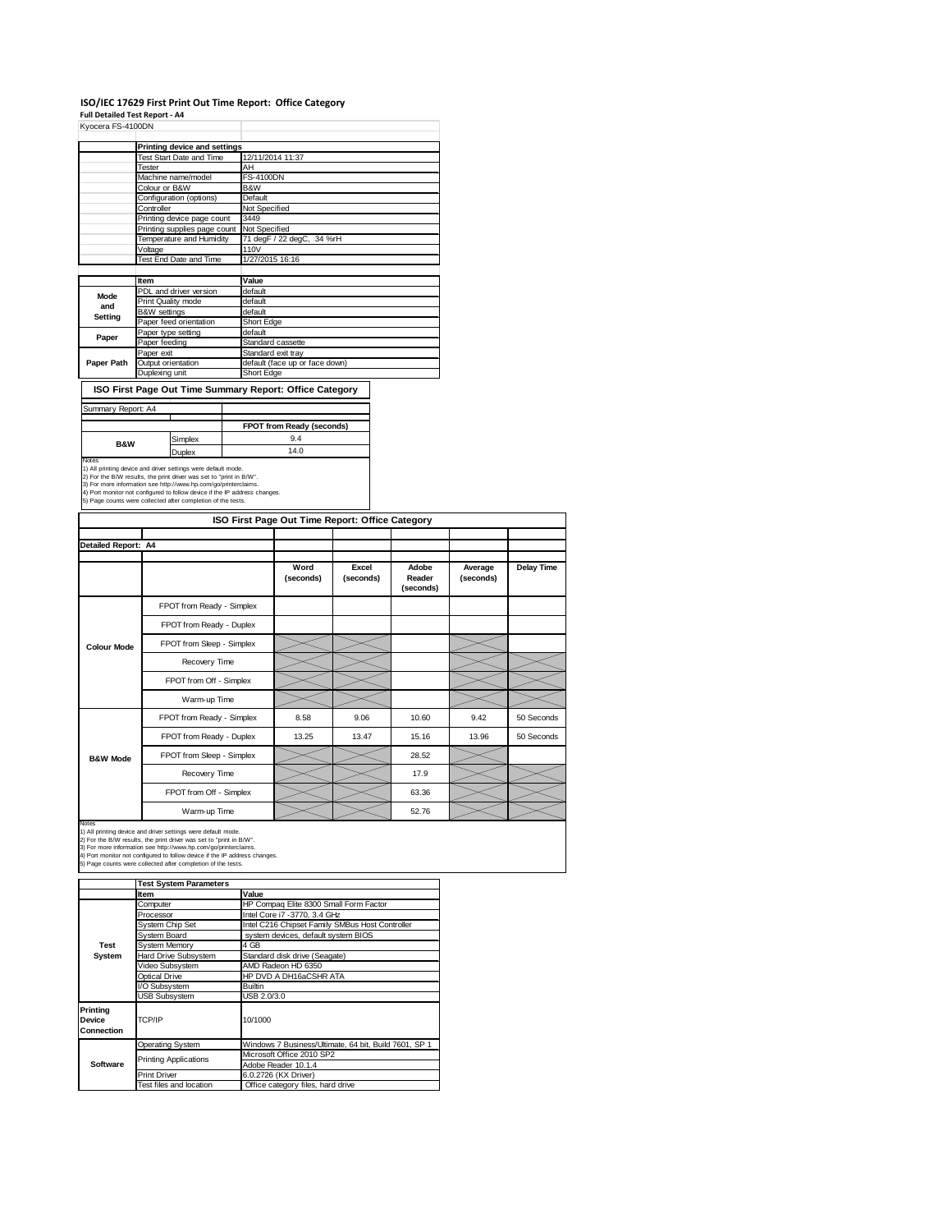# ISO/IEC 17629 First Print Out Time Report: Office Category

**Full Detailed Test Report - A4**

Kyocera FS-4100DN

| | Printing device and settings | |
|---|---|---|
| | Test Start Date and Time | 12/11/2014 11:37 |
| | Tester | AH |
| | Machine name/model | FS-4100DN |
| | Colour or B&W | B&W |
| | Configuration (options) | Default |
| | Controller | Not Specified |
| | Printing device page count | 3449 |
| | Printing supplies page count | Not Specified |
| | Temperature and Humidity | 71 degF / 22 degC, 34 %rH |
| | Voltage | 110V |
| | Test End Date and Time | 1/27/2015 16:16 |

| | Item | Value |
|---|---|---|
| Mode and Setting | PDL and driver version | default |
| | Print Quality mode | default |
| | B&W settings | default |
| | Paper feed orientation | Short Edge |
| Paper | Paper type setting | default |
| | Paper feeding | Standard cassette |
| Paper Path | Paper exit | Standard exit tray |
| | Output orientation | default (face up or face down) |
| | Duplexing unit | Short Edge |

## ISO First Page Out Time Summary Report: Office Category

Summary Report: A4

| | | FPOT from Ready (seconds) |
|---|---|---|
| B&W | Simplex | 9.4 |
| | Duplex | 14.0 |

Notes
1) All printing device and driver settings were default mode.
2) For the B/W results, the print driver was set to "print in B/W".
3) For more information see http://www.hp.com/go/printerclaims.
4) Port monitor not configured to follow device if the IP address changes.
5) Page counts were collected after completion of the tests.

## ISO First Page Out Time Report: Office Category

Detailed Report: A4

| | | Word (seconds) | Excel (seconds) | Adobe Reader (seconds) | Average (seconds) | Delay Time |
|---|---|---|---|---|---|---|
| Colour Mode | FPOT from Ready - Simplex | | | | | |
| | FPOT from Ready - Duplex | | | | | |
| | FPOT from Sleep - Simplex | | | | | |
| | Recovery Time | | | | | |
| | FPOT from Off - Simplex | | | | | |
| | Warm-up Time | | | | | |
| B&W Mode | FPOT from Ready - Simplex | 8.58 | 9.06 | 10.60 | 9.42 | 50 Seconds |
| | FPOT from Ready - Duplex | 13.25 | 13.47 | 15.16 | 13.96 | 50 Seconds |
| | FPOT from Sleep - Simplex | | | 28.52 | | |
| | Recovery Time | | | 17.9 | | |
| | FPOT from Off - Simplex | | | 63.36 | | |
| | Warm-up Time | | | 52.76 | | |

Notes
1) All printing device and driver settings were default mode.
2) For the B/W results, the print driver was set to "print in B/W".
3) For more information see http://www.hp.com/go/printerclaims.
4) Port monitor not configured to follow device if the IP address changes.
5) Page counts were collected after completion of the tests.

| | Test System Parameters | |
|---|---|---|
| | Item | Value |
| Test System | Computer | HP Compaq Elite 8300 Small Form Factor |
| | Processor | Intel Core i7 -3770, 3.4 GHz |
| | System Chip Set | Intel C216 Chipset Family SMBus Host Controller |
| | System Board | system devices, default system BIOS |
| | System Memory | 4 GB |
| | Hard Drive Subsystem | Standard disk drive (Seagate) |
| | Video Subsystem | AMD Radeon HD 6350 |
| | Optical Drive | HP DVD A DH16aCSHR ATA |
| | I/O Subsystem | Builtin |
| | USB Subsystem | USB 2.0/3.0 |
| Printing Device Connection | TCP/IP | 10/1000 |
| Software | Operating System | Windows 7 Business/Ultimate, 64 bit, Build 7601, SP 1 |
| | Printing Applications | Microsoft Office 2010 SP2 |
| | | Adobe Reader 10.1.4 |
| | Print Driver | 6.0.2726 (KX Driver) |
| | Test files and location | Office category files, hard drive |